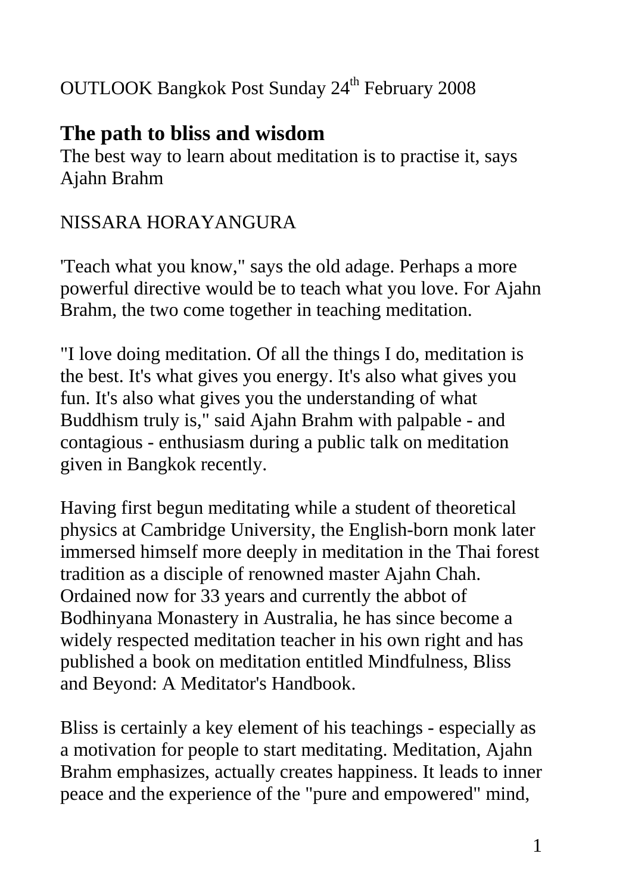OUTLOOK Bangkok Post Sunday 24th February 2008

## The path to bliss and wisdom

The best way to learn about meditation is to practise it, says Ajahn Brahm

NISSARA HORAYANGURA

'Teach what you know," says the old adage. Perhaps a more powerful directive would be to teach what you love. For Ajahn Brahm, the two come together in teaching meditation.

"I love doing meditation. Of all the things I do, meditation is the best. It's what gives you energy. It's also what gives you fun. It's also what gives you the understanding of what Buddhism truly is," said Ajahn Brahm with palpable - and contagious - enthusiasm during a public talk on meditation given in Bangkok recently.

Having first begun meditating while a student of theoretical physics at Cambridge University, the English-born monk later immersed himself more deeply in meditation in the Thai forest tradition as a disciple of renowned master Ajahn Chah. Ordained now for 33 years and currently the abbot of Bodhinyana Monastery in Australia, he has since become a widely respected meditation teacher in his own right and has published a book on meditation entitled Mindfulness, Bliss and Beyond: A Meditator's Handbook.

Bliss is certainly a key element of his teachings - especially as a motivation for people to start meditating. Meditation, Ajahn Brahm emphasizes, actually creates happiness. It leads to inner peace and the experience of the "pure and empowered" mind,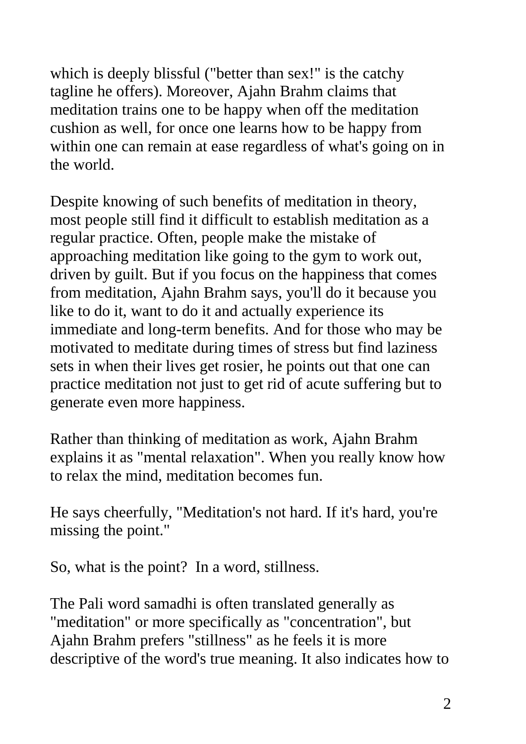which is deeply blissful ("better than sex!" is the catchy tagline he offers). Moreover, Ajahn Brahm claims that meditation trains one to be happy when off the meditation cushion as well, for once one learns how to be happy from within one can remain at ease regardless of what's going on in the world.

Despite knowing of such benefits of meditation in theory, most people still find it difficult to establish meditation as a regular practice. Often, people make the mistake of approaching meditation like going to the gym to work out, driven by guilt. But if you focus on the happiness that comes from meditation, Ajahn Brahm says, you'll do it because you like to do it, want to do it and actually experience its immediate and long-term benefits. And for those who may be motivated to meditate during times of stress but find laziness sets in when their lives get rosier, he points out that one can practice meditation not just to get rid of acute suffering but to generate even more happiness.

Rather than thinking of meditation as work, Ajahn Brahm explains it as "mental relaxation". When you really know how to relax the mind, meditation becomes fun.

He says cheerfully, "Meditation's not hard. If it's hard, you're missing the point."

So, what is the point? In a word, stillness.

The Pali word samadhi is often translated generally as "meditation" or more specifically as "concentration", but Ajahn Brahm prefers "stillness" as he feels it is more descriptive of the word's true meaning. It also indicates how to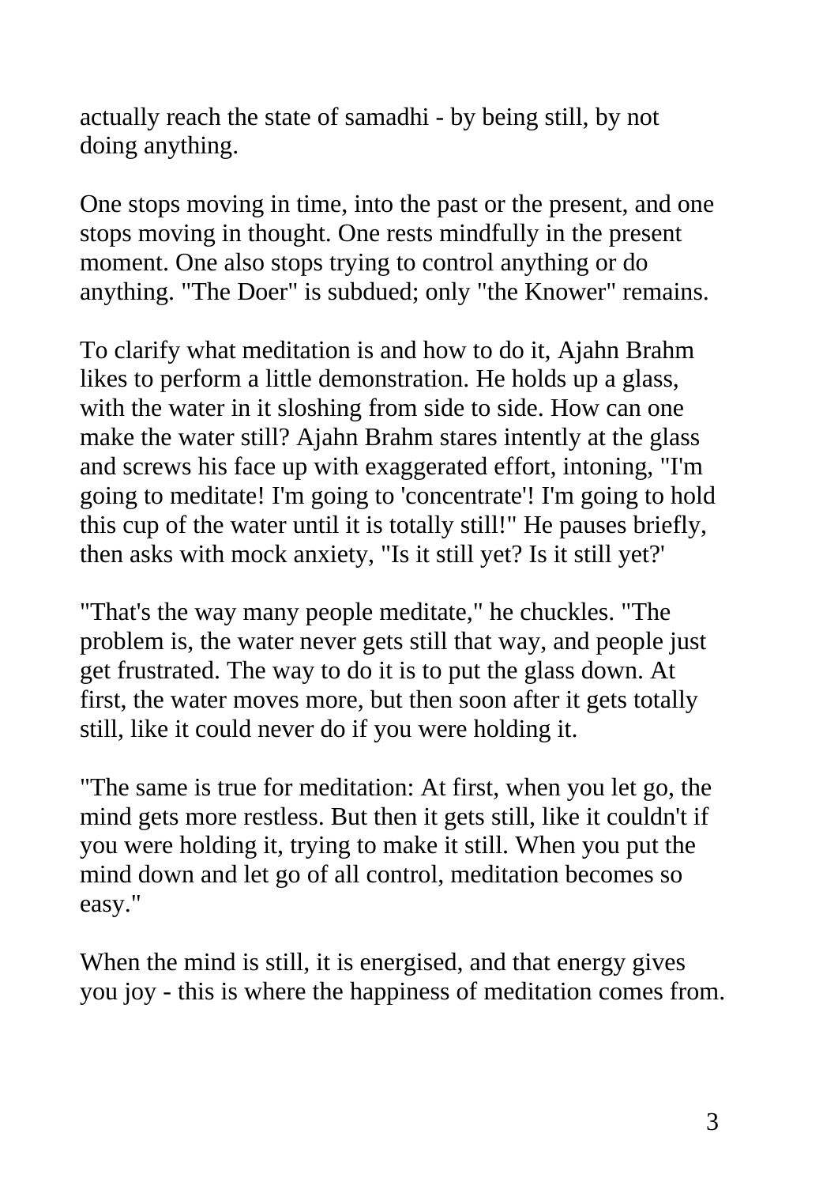actually reach the state of samadhi - by being still, by not doing anything.

One stops moving in time, into the past or the present, and one stops moving in thought. One rests mindfully in the present moment. One also stops trying to control anything or do anything. "The Doer" is subdued; only "the Knower" remains.

To clarify what meditation is and how to do it, Ajahn Brahm likes to perform a little demonstration. He holds up a glass, with the water in it sloshing from side to side. How can one make the water still? Ajahn Brahm stares intently at the glass and screws his face up with exaggerated effort, intoning, "I'm going to meditate! I'm going to 'concentrate'! I'm going to hold this cup of the water until it is totally still!" He pauses briefly, then asks with mock anxiety, "Is it still yet? Is it still yet?'

"That's the way many people meditate," he chuckles. "The problem is, the water never gets still that way, and people just get frustrated. The way to do it is to put the glass down. At first, the water moves more, but then soon after it gets totally still, like it could never do if you were holding it.

"The same is true for meditation: At first, when you let go, the mind gets more restless. But then it gets still, like it couldn't if you were holding it, trying to make it still. When you put the mind down and let go of all control, meditation becomes so easy."

When the mind is still, it is energised, and that energy gives you joy - this is where the happiness of meditation comes from.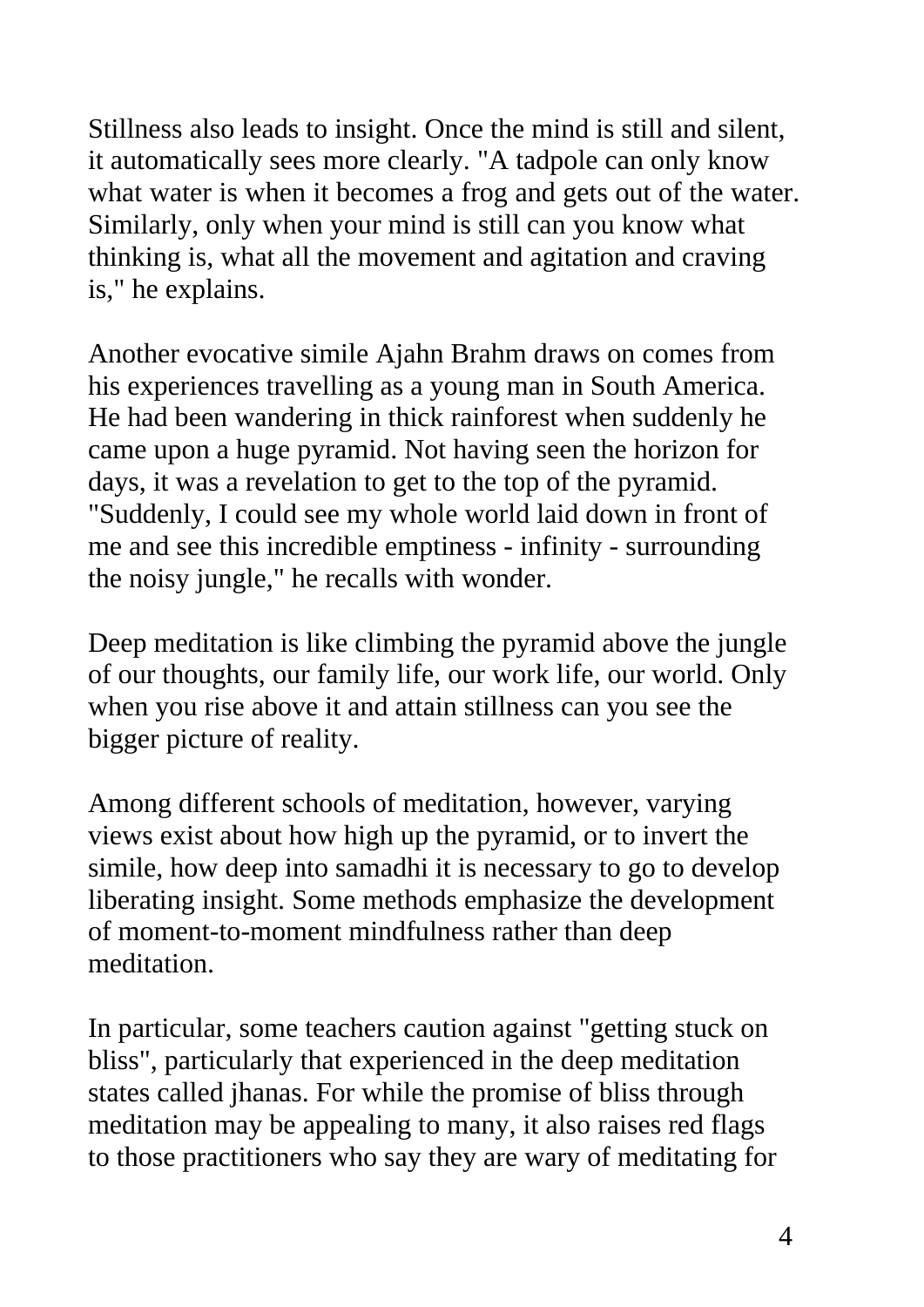Stillness also leads to insight. Once the mind is still and silent, it automatically sees more clearly. "A tadpole can only know what water is when it becomes a frog and gets out of the water. Similarly, only when your mind is still can you know what thinking is, what all the movement and agitation and craving is," he explains.

Another evocative simile Ajahn Brahm draws on comes from his experiences travelling as a young man in South America. He had been wandering in thick rainforest when suddenly he came upon a huge pyramid. Not having seen the horizon for days, it was a revelation to get to the top of the pyramid. "Suddenly, I could see my whole world laid down in front of me and see this incredible emptiness - infinity - surrounding the noisy jungle," he recalls with wonder.

Deep meditation is like climbing the pyramid above the jungle of our thoughts, our family life, our work life, our world. Only when you rise above it and attain stillness can you see the bigger picture of reality.

Among different schools of meditation, however, varying views exist about how high up the pyramid, or to invert the simile, how deep into samadhi it is necessary to go to develop liberating insight. Some methods emphasize the development of moment-to-moment mindfulness rather than deep meditation.

In particular, some teachers caution against "getting stuck on bliss", particularly that experienced in the deep meditation states called jhanas. For while the promise of bliss through meditation may be appealing to many, it also raises red flags to those practitioners who say they are wary of meditating for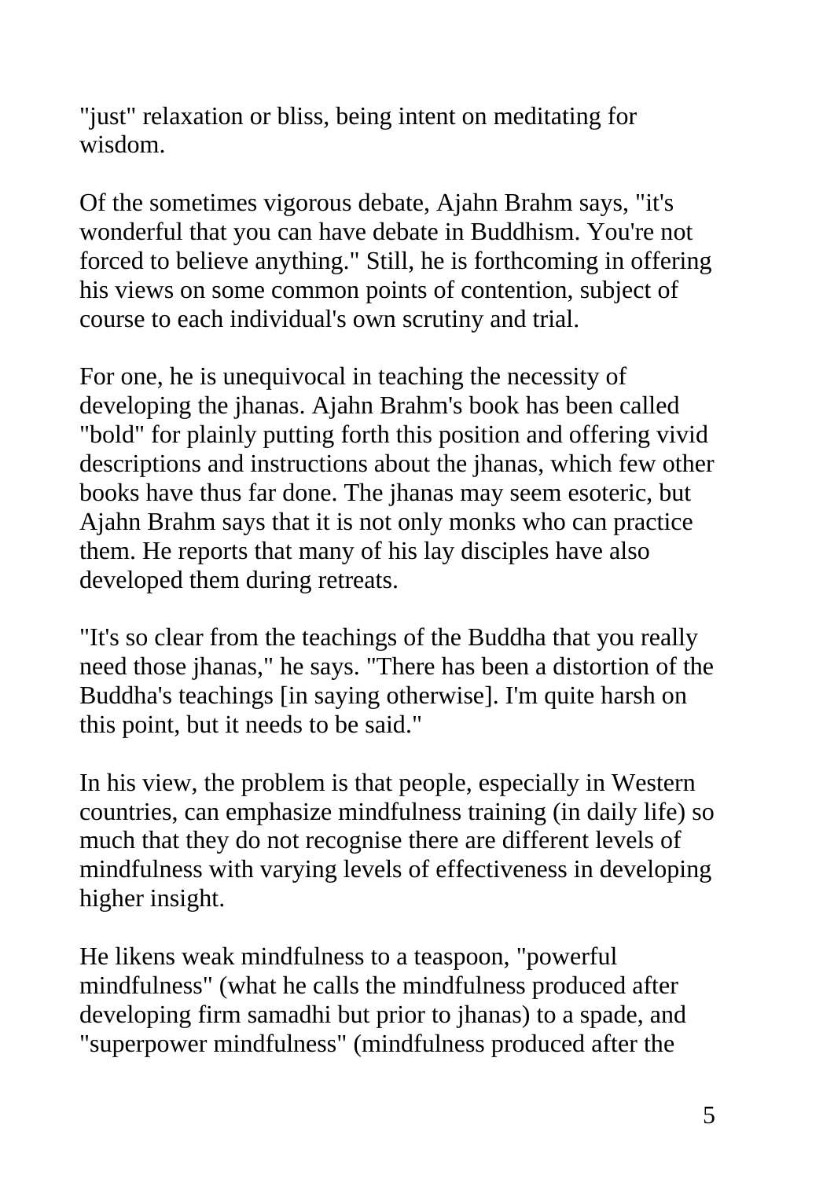"just" relaxation or bliss, being intent on meditating for wisdom.

Of the sometimes vigorous debate, Ajahn Brahm says, "it's wonderful that you can have debate in Buddhism. You're not forced to believe anything." Still, he is forthcoming in offering his views on some common points of contention, subject of course to each individual's own scrutiny and trial.

For one, he is unequivocal in teaching the necessity of developing the jhanas. Ajahn Brahm's book has been called "bold" for plainly putting forth this position and offering vivid descriptions and instructions about the jhanas, which few other books have thus far done. The jhanas may seem esoteric, but Ajahn Brahm says that it is not only monks who can practice them. He reports that many of his lay disciples have also developed them during retreats.

"It's so clear from the teachings of the Buddha that you really need those jhanas," he says. "There has been a distortion of the Buddha's teachings [in saying otherwise]. I'm quite harsh on this point, but it needs to be said."

In his view, the problem is that people, especially in Western countries, can emphasize mindfulness training (in daily life) so much that they do not recognise there are different levels of mindfulness with varying levels of effectiveness in developing higher insight.

He likens weak mindfulness to a teaspoon, "powerful mindfulness" (what he calls the mindfulness produced after developing firm samadhi but prior to jhanas) to a spade, and "superpower mindfulness" (mindfulness produced after the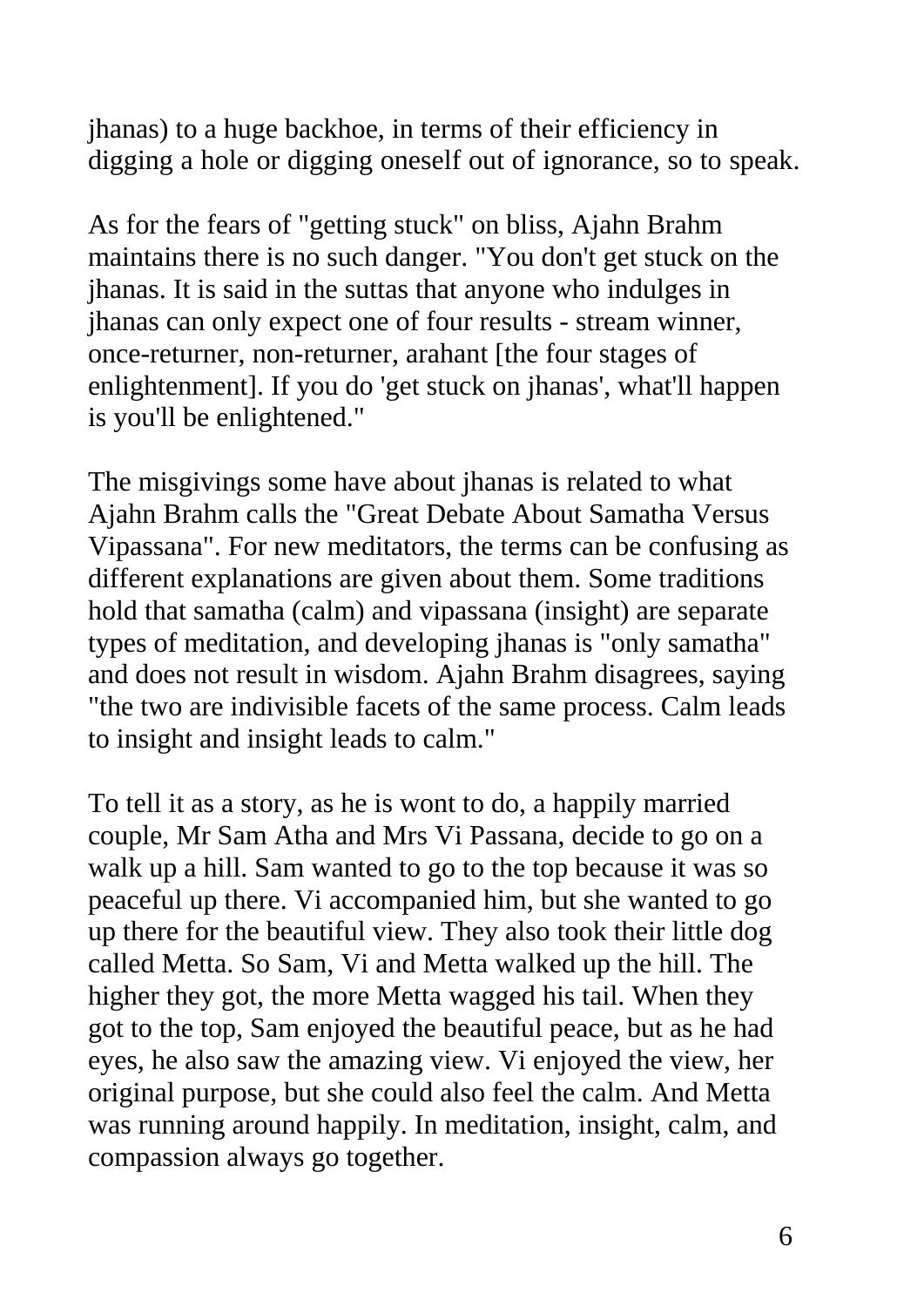jhanas) to a huge backhoe, in terms of their efficiency in digging a hole or digging oneself out of ignorance, so to speak.

As for the fears of "getting stuck" on bliss, Ajahn Brahm maintains there is no such danger. "You don't get stuck on the jhanas. It is said in the suttas that anyone who indulges in jhanas can only expect one of four results - stream winner, once-returner, non-returner, arahant [the four stages of enlightenment]. If you do 'get stuck on jhanas', what'll happen is you'll be enlightened."

The misgivings some have about jhanas is related to what Ajahn Brahm calls the "Great Debate About Samatha Versus Vipassana". For new meditators, the terms can be confusing as different explanations are given about them. Some traditions hold that samatha (calm) and vipassana (insight) are separate types of meditation, and developing jhanas is "only samatha" and does not result in wisdom. Ajahn Brahm disagrees, saying "the two are indivisible facets of the same process. Calm leads to insight and insight leads to calm."

To tell it as a story, as he is wont to do, a happily married couple, Mr Sam Atha and Mrs Vi Passana, decide to go on a walk up a hill. Sam wanted to go to the top because it was so peaceful up there. Vi accompanied him, but she wanted to go up there for the beautiful view. They also took their little dog called Metta. So Sam, Vi and Metta walked up the hill. The higher they got, the more Metta wagged his tail. When they got to the top, Sam enjoyed the beautiful peace, but as he had eyes, he also saw the amazing view. Vi enjoyed the view, her original purpose, but she could also feel the calm. And Metta was running around happily. In meditation, insight, calm, and compassion always go together.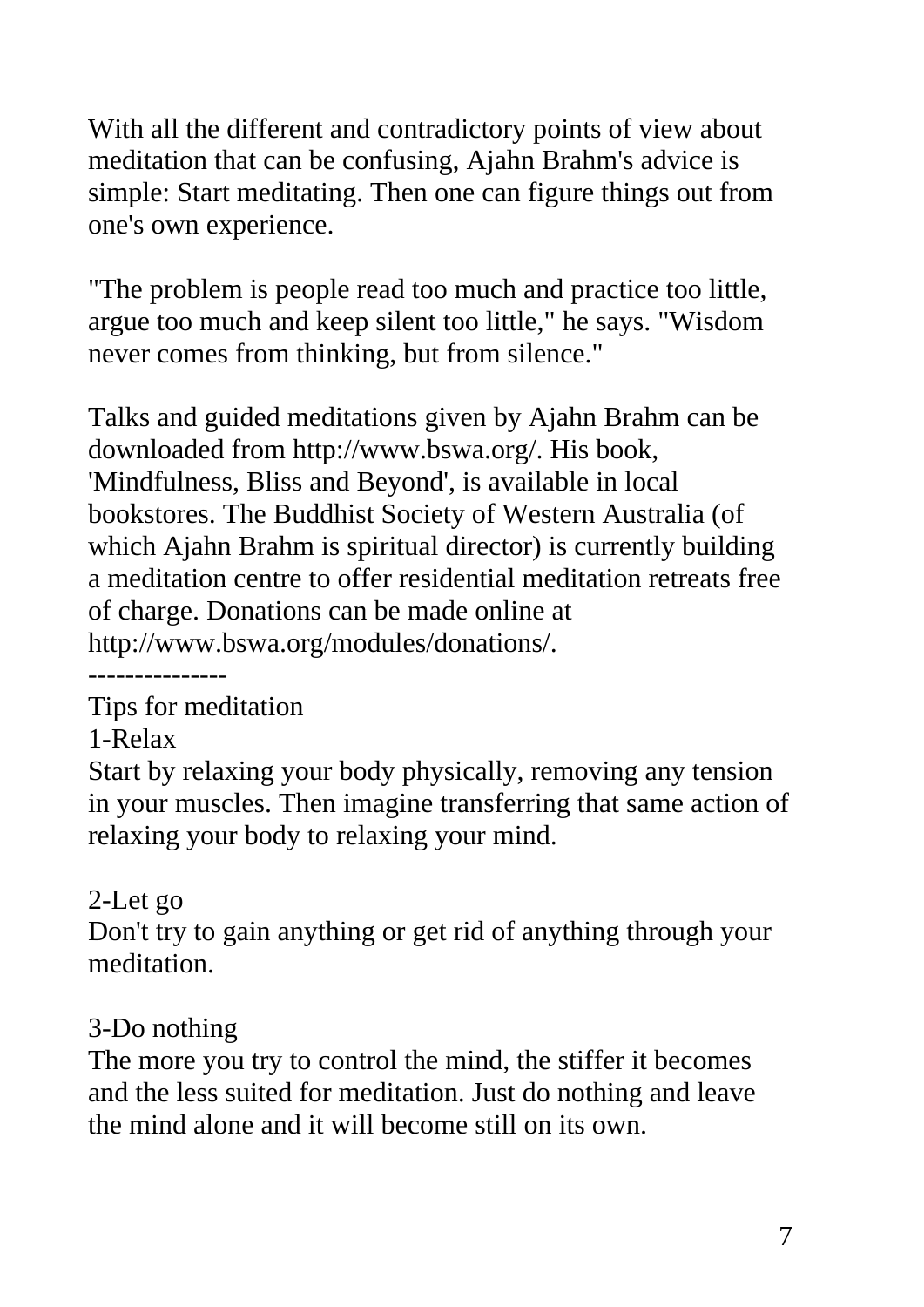With all the different and contradictory points of view about meditation that can be confusing, Ajahn Brahm's advice is simple: Start meditating. Then one can figure things out from one's own experience.

"The problem is people read too much and practice too little, argue too much and keep silent too little," he says. "Wisdom never comes from thinking, but from silence."

Talks and guided meditations given by Ajahn Brahm can be downloaded from http://www.bswa.org/. His book, 'Mindfulness, Bliss and Beyond', is available in local bookstores. The Buddhist Society of Western Australia (of which Ajahn Brahm is spiritual director) is currently building a meditation centre to offer residential meditation retreats free of charge. Donations can be made online at http://www.bswa.org/modules/donations/.

---------------

Tips for meditation

1-Relax

Start by relaxing your body physically, removing any tension in your muscles. Then imagine transferring that same action of relaxing your body to relaxing your mind.

2-Let go

Don't try to gain anything or get rid of anything through your meditation.

3-Do nothing

The more you try to control the mind, the stiffer it becomes and the less suited for meditation. Just do nothing and leave the mind alone and it will become still on its own.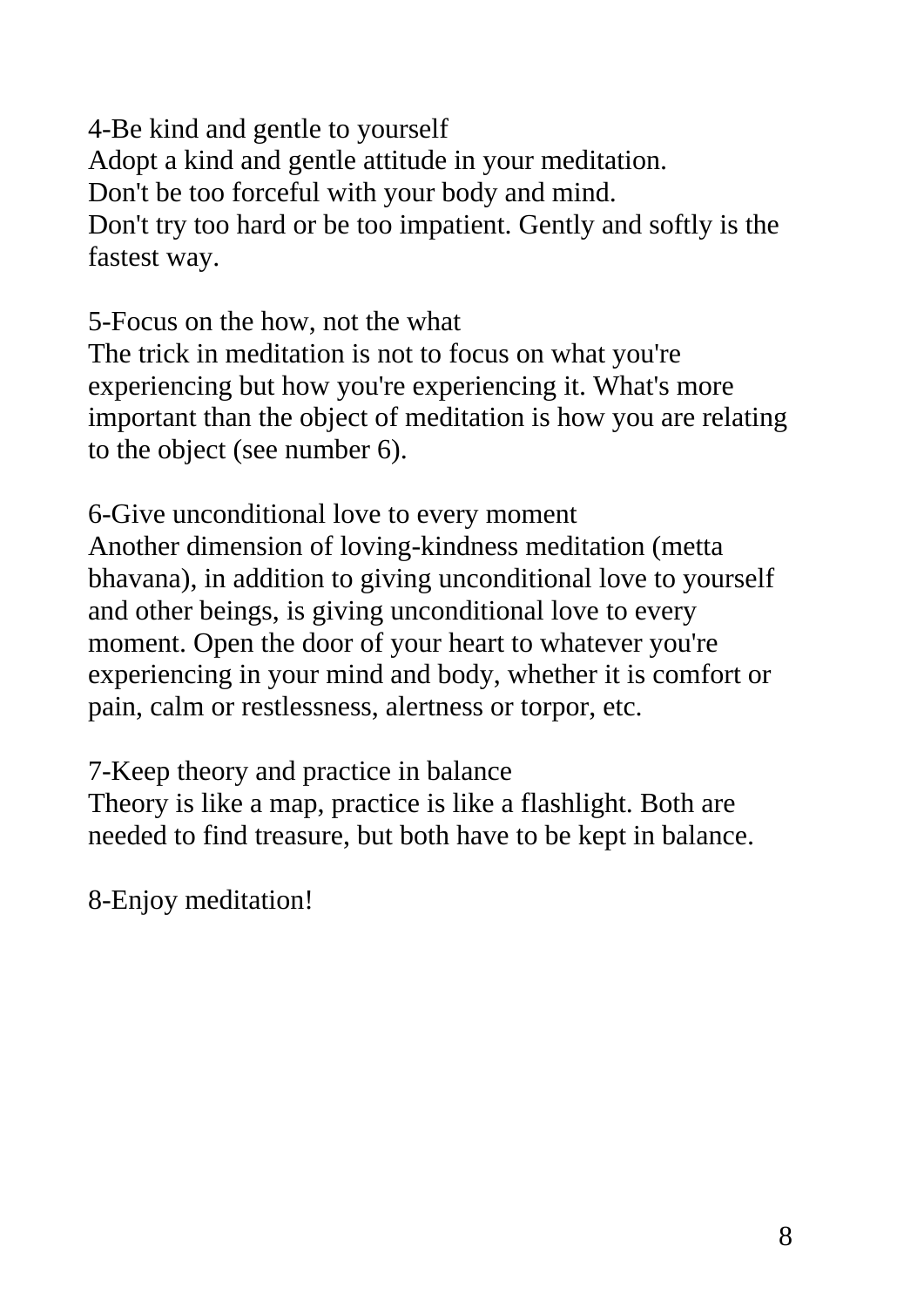4-Be kind and gentle to yourself
Adopt a kind and gentle attitude in your meditation.
Don't be too forceful with your body and mind.
Don't try too hard or be too impatient. Gently and softly is the fastest way.

5-Focus on the how, not the what
The trick in meditation is not to focus on what you're experiencing but how you're experiencing it. What's more important than the object of meditation is how you are relating to the object (see number 6).

6-Give unconditional love to every moment
Another dimension of loving-kindness meditation (metta bhavana), in addition to giving unconditional love to yourself and other beings, is giving unconditional love to every moment. Open the door of your heart to whatever you're experiencing in your mind and body, whether it is comfort or pain, calm or restlessness, alertness or torpor, etc.

7-Keep theory and practice in balance
Theory is like a map, practice is like a flashlight. Both are needed to find treasure, but both have to be kept in balance.

8-Enjoy meditation!